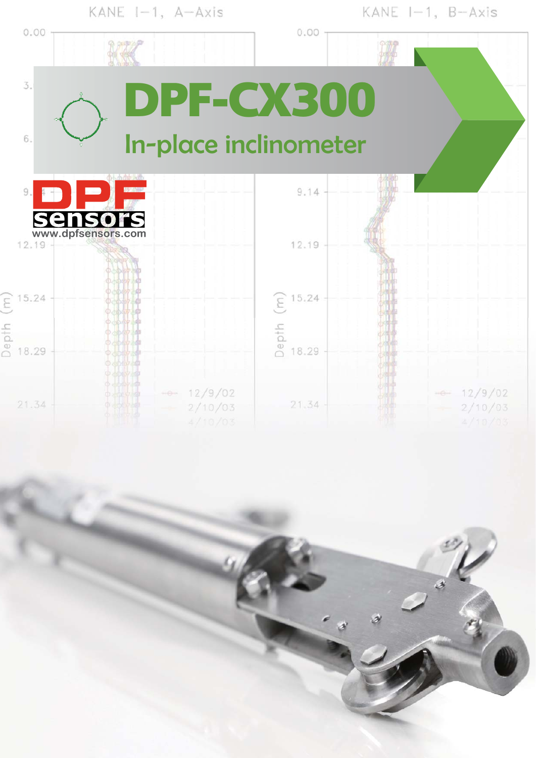# DPF-CX300

## In-place inclinometer

DPF sensors

www.dpfsensors.com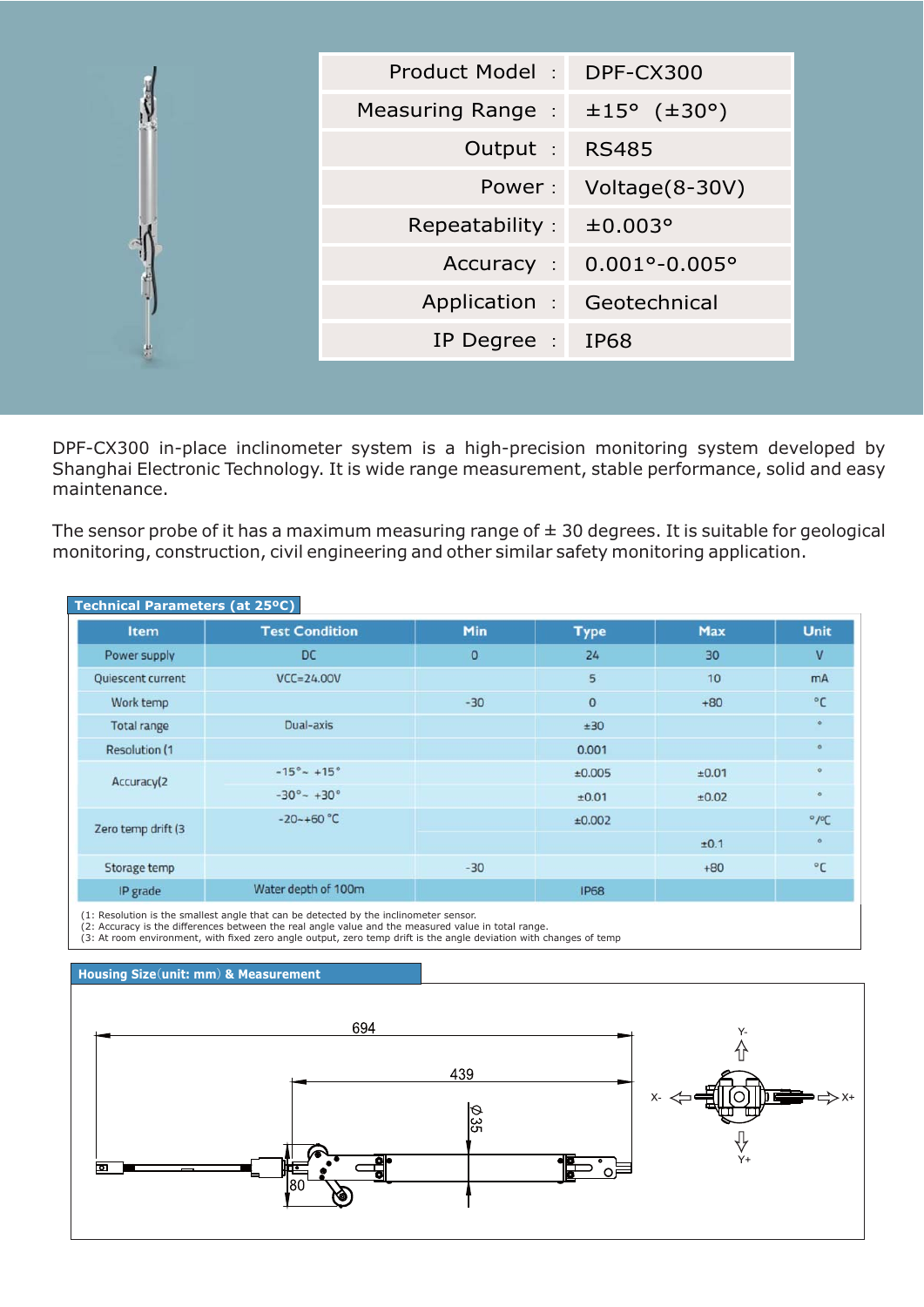| Product Model | DPF-CX300 |
|---|---|
| Measuring Range | ±15° (±30°) |
| Output | RS485 |
| Power | Voltage(8-30V) |
| Repeatability | ±0.003° |
| Accuracy | 0.001°-0.005° |
| Application | Geotechnical |
| IP Degree | IP68 |

DPF-CX300 in-place inclinometer system is a high-precision monitoring system developed by Shanghai Electronic Technology. It is wide range measurement, stable performance, solid and easy maintenance.

The sensor probe of it has a maximum measuring range of ± 30 degrees. It is suitable for geological monitoring, construction, civil engineering and other similar safety monitoring application.

**Technical Parameters (at 25°C)**

| Item | Test Condition | Min | Type | Max | Unit |
|---|---|---|---|---|---|
| Power supply | DC | 0 | 24 | 30 | V |
| Quiescent current | VCC=24.00V | | 5 | 10 | mA |
| Work temp | | -30 | 0 | +80 | °C |
| Total range | Dual-axis | | ±30 | | ° |
| Resolution (1 | | | 0.001 | | ° |
| Accuracy(2 | -15°~ +15° | | ±0.005 | ±0.01 | ° |
| | -30°~ +30° | | ±0.01 | ±0.02 | ° |
| Zero temp drift (3 | -20~+60 °C | | ±0.002 | | °/°C |
| | | | | ±0.1 | ° |
| Storage temp | | -30 | | +80 | °C |
| IP grade | Water depth of 100m | | IP68 | | |

(1: Resolution is the smallest angle that can be detected by the inclinometer sensor.
(2: Accuracy is the differences between the real angle value and the measured value in total range.
(3: At room environment, with fixed zero angle output, zero temp drift is the angle deviation with changes of temp

**Housing Size(unit: mm) & Measurement**

694

439

Ø35

80

Y-

X-

X+

Y+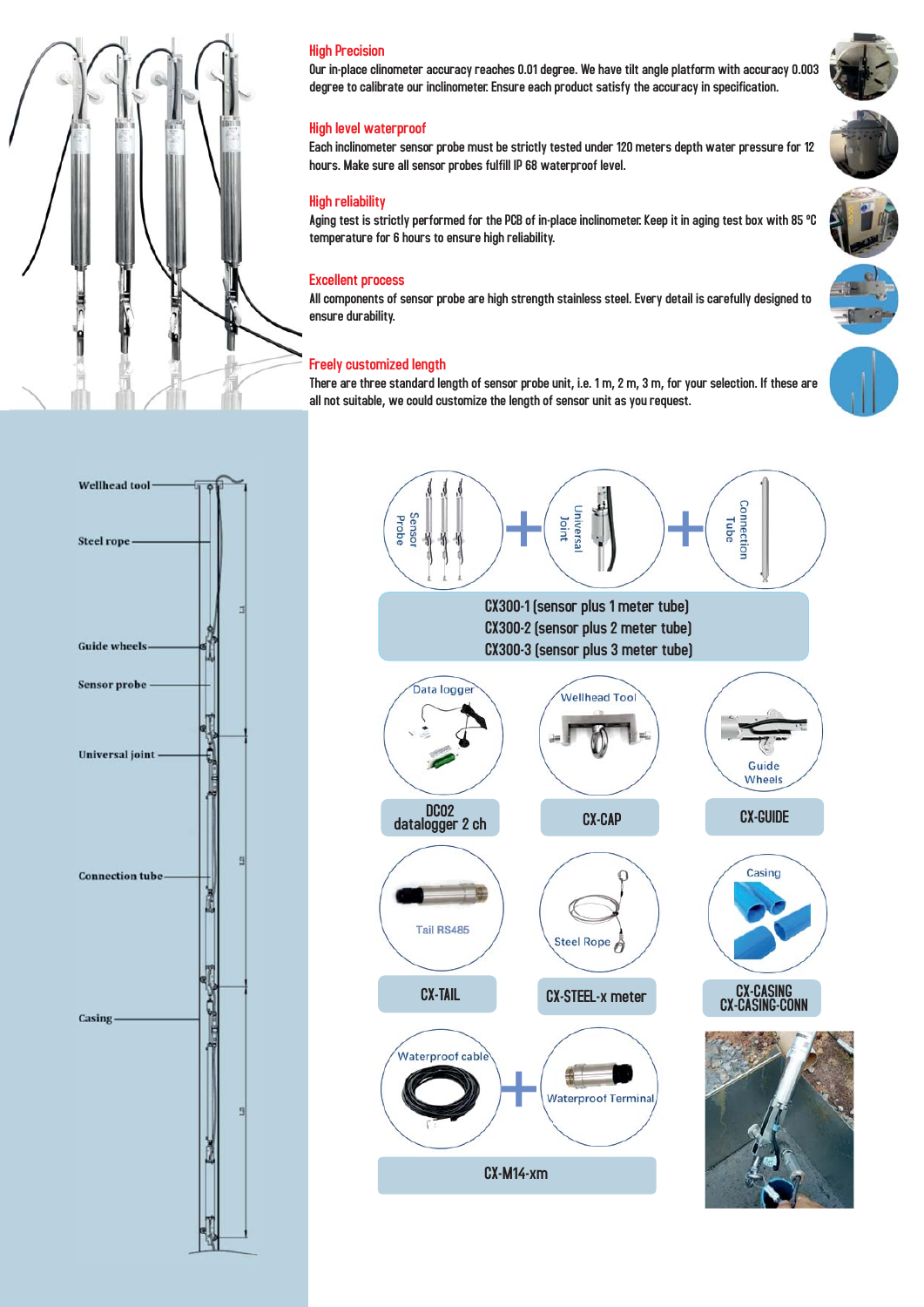## High Precision

Our in-place clinometer accuracy reaches 0.01 degree. We have tilt angle platform with accuracy 0.003 degree to calibrate our inclinometer. Ensure each product satisfy the accuracy in specification.

## High level waterproof

Each inclinometer sensor probe must be strictly tested under 120 meters depth water pressure for 12 hours. Make sure all sensor probes fulfill IP 68 waterproof level.

## High reliability

Aging test is strictly performed for the PCB of in-place inclinometer. Keep it in aging test box with 85 ºC temperature for 6 hours to ensure high reliability.

## Excellent process

All components of sensor probe are high strength stainless steel. Every detail is carefully designed to ensure durability.

## Freely customized length

There are three standard length of sensor probe unit, i.e. 1 m, 2 m, 3 m, for your selection. If these are all not suitable, we could customize the length of sensor unit as you request.

Wellhead tool

Steel rope

Guide wheels

Sensor probe

Universal joint

Connection tube

Casing

Sensor Probe + Universal Joint + Connection Tube

CX300-1 (sensor plus 1 meter tube)
CX300-2 (sensor plus 2 meter tube)
CX300-3 (sensor plus 3 meter tube)

Data logger — DC02 datalogger 2 ch

Wellhead Tool — CX-CAP

Guide Wheels — CX-GUIDE

Tail RS485 — CX-TAIL

Steel Rope — CX-STEEL-x meter

Casing — CX-CASING CX-CASING-CONN

Waterproof cable + Waterproof Terminal — CX-M14-xm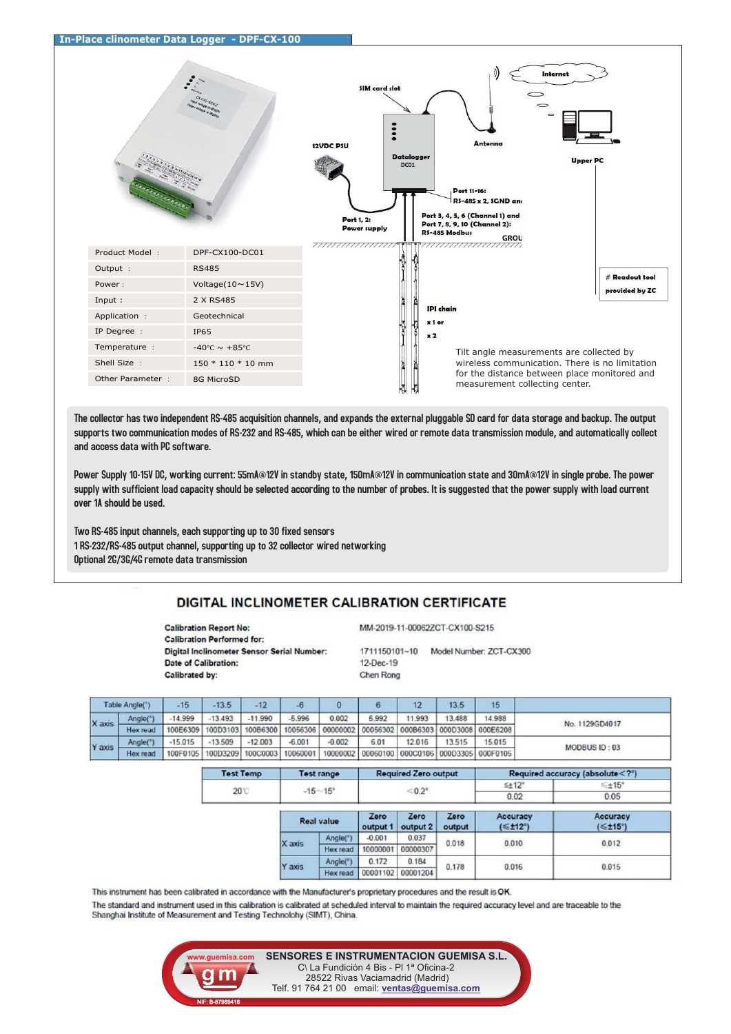## In-Place clinometer Data Logger - DPF-CX-100

SIM card slot

Internet

12VDC PSU

Datalogger
DC01

Antenna

Upper PC

Port 11-16:
RS-485 x 2, SGND an

Port 1, 2:
Power supply

Port 3, 4, 5, 6 (Channel 1) and
Port 7, 8, 9, 10 (Channel 2):
RS-485 Modbus

GROU

IPI chain
x 1 or
x 2

# Readout tool
provided by ZC

| | |
|---|---|
| Product Model : | DPF-CX100-DC01 |
| Output : | RS485 |
| Power : | Voltage(10～15V) |
| Input : | 2 X RS485 |
| Application : | Geotechnical |
| IP Degree : | IP65 |
| Temperature : | -40℃ ~ +85℃ |
| Shell Size : | 150 * 110 * 10 mm |
| Other Parameter : | 8G MicroSD |

Tilt angle measurements are collected by wireless communication. There is no limitation for the distance between place monitored and measurement collecting center.

The collector has two independent RS-485 acquisition channels, and expands the external pluggable SD card for data storage and backup. The output supports two communication modes of RS-232 and RS-485, which can be either wired or remote data transmission module, and automatically collect and access data with PC software.

Power Supply 10-15V DC, working current: 55mA@12V in standby state, 150mA@12V in communication state and 30mA@12V in single probe. The power supply with sufficient load capacity should be selected according to the number of probes. It is suggested that the power supply with load current over 1A should be used.

Two RS-485 input channels, each supporting up to 30 fixed sensors
1 RS-232/RS-485 output channel, supporting up to 32 collector wired networking
Optional 2G/3G/4G remote data transmission

## DIGITAL INCLINOMETER CALIBRATION CERTIFICATE

**Calibration Report No:** MM-2019-11-00062ZCT-CX100-S215
**Calibration Performed for:**
**Digital Inclinometer Sensor Serial Number:** 1711150101~10 Model Number: ZCT-CX300
**Date of Calibration:** 12-Dec-19
**Calibrated by:** Chen Rong

| Table Angle(°) | | -15 | -13.5 | -12 | -6 | 0 | 6 | 12 | 13.5 | 15 | |
|---|---|---|---|---|---|---|---|---|---|---|---|
| X axis | Angle(°) | -14.999 | -13.493 | -11.990 | -5.996 | 0.002 | 5.992 | 11.993 | 13.488 | 14.988 | No. 1129GD4017 |
| | Hex read | 100E6309 | 100D3103 | 100B6300 | 10056306 | 00000002 | 00056302 | 000B6303 | 000D3008 | 000E6208 | |
| Y axis | Angle(°) | -15.015 | -13.509 | -12.003 | -6.001 | -0.002 | 6.01 | 12.016 | 13.515 | 15.015 | MODBUS ID : 03 |
| | Hex read | 100F0105 | 100D3209 | 100C0003 | 10060001 | 10000002 | 00060100 | 000C0106 | 000D3305 | 000F0105 | |

| Test Temp | Test range | Required Zero output | Required accuracy (absolute<?°) | |
|---|---|---|---|---|
| | | | ≤±12° | ≤±15° |
| 20℃ | -15~15° | <0.2° | 0.02 | 0.05 |

| Real value | | Zero output 1 | Zero output 2 | Zero output | Accuracy (≤±12°) | Accuracy (≤±15°) |
|---|---|---|---|---|---|---|
| X axis | Angle(°) | -0.001 | 0.037 | 0.018 | 0.010 | 0.012 |
| | Hex read | 10000001 | 00000307 | | | |
| Y axis | Angle(°) | 0.172 | 0.184 | 0.178 | 0.016 | 0.015 |
| | Hex read | 00001102 | 00001204 | | | |

This instrument has been calibrated in accordance with the Manufacturer's proprietary procedures and the result is OK.
The standard and instrument used in this calibration is calibrated at scheduled interval to maintain the required accuracy level and are traceable to the Shanghai Institute of Measurement and Testing Technolohy (SIMT), China.

www.guemisa.com
**SENSORES E INSTRUMENTACION GUEMISA S.L.**
C\ La Fundición 4 Bis - Pl 1ª Oficina-2
28522 Rivas Vaciamadrid (Madrid)
Telf. 91 764 21 00 email: ventas@guemisa.com
NIF: B-87969416